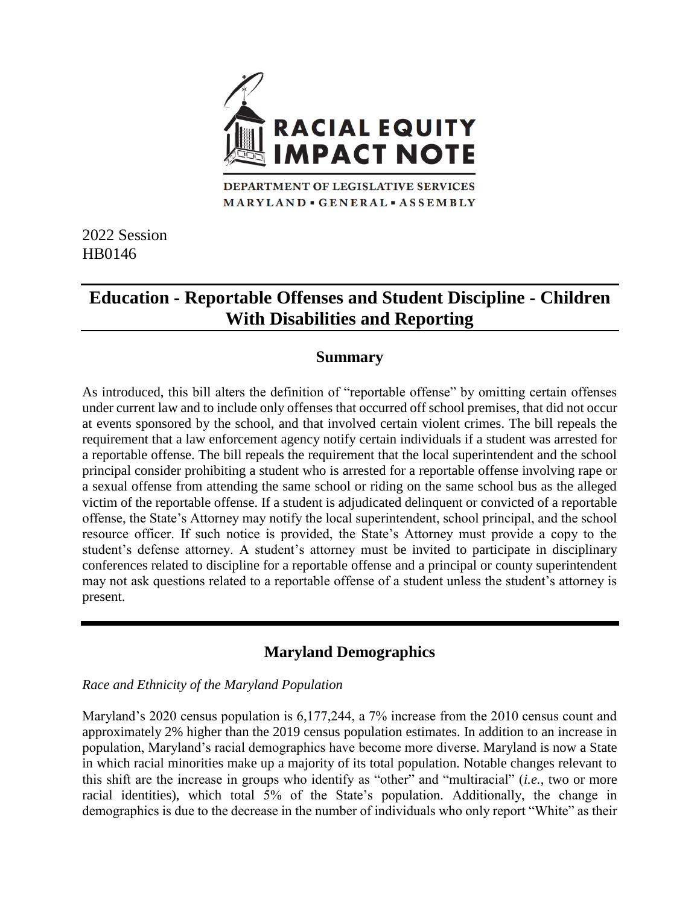# RACIAL EQUITY IMPACT NOTE

DEPARTMENT OF LEGISLATIVE SERVICES
MARYLAND ▪ GENERAL ▪ ASSEMBLY

2022 Session
HB0146

## Education - Reportable Offenses and Student Discipline - Children With Disabilities and Reporting

### Summary

As introduced, this bill alters the definition of "reportable offense" by omitting certain offenses under current law and to include only offenses that occurred off school premises, that did not occur at events sponsored by the school, and that involved certain violent crimes. The bill repeals the requirement that a law enforcement agency notify certain individuals if a student was arrested for a reportable offense. The bill repeals the requirement that the local superintendent and the school principal consider prohibiting a student who is arrested for a reportable offense involving rape or a sexual offense from attending the same school or riding on the same school bus as the alleged victim of the reportable offense. If a student is adjudicated delinquent or convicted of a reportable offense, the State's Attorney may notify the local superintendent, school principal, and the school resource officer. If such notice is provided, the State's Attorney must provide a copy to the student's defense attorney. A student's attorney must be invited to participate in disciplinary conferences related to discipline for a reportable offense and a principal or county superintendent may not ask questions related to a reportable offense of a student unless the student's attorney is present.

### Maryland Demographics

*Race and Ethnicity of the Maryland Population*

Maryland's 2020 census population is 6,177,244, a 7% increase from the 2010 census count and approximately 2% higher than the 2019 census population estimates. In addition to an increase in population, Maryland's racial demographics have become more diverse. Maryland is now a State in which racial minorities make up a majority of its total population. Notable changes relevant to this shift are the increase in groups who identify as "other" and "multiracial" (*i.e.*, two or more racial identities), which total 5% of the State's population. Additionally, the change in demographics is due to the decrease in the number of individuals who only report "White" as their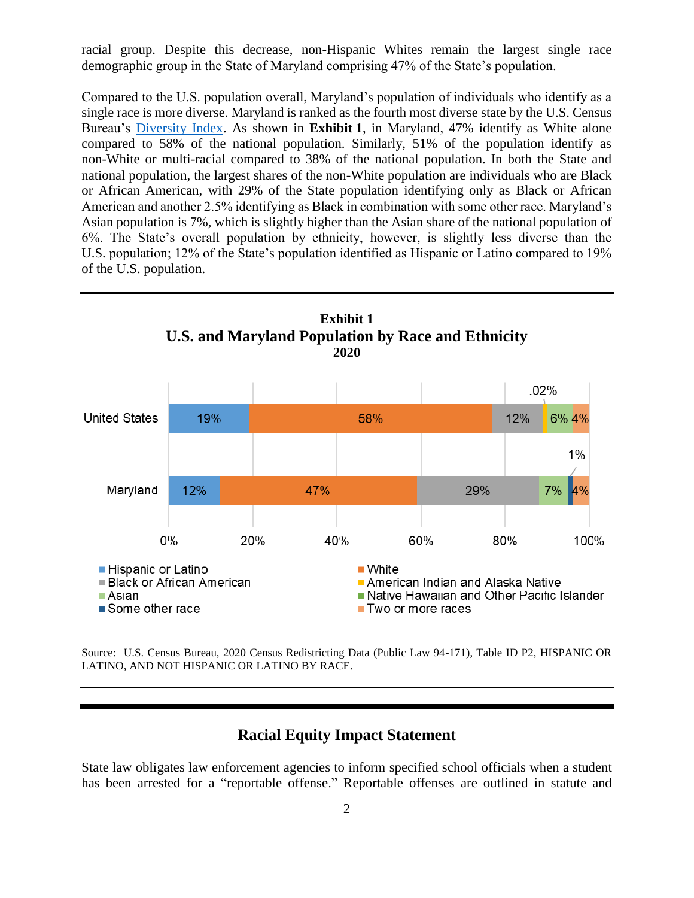racial group. Despite this decrease, non-Hispanic Whites remain the largest single race demographic group in the State of Maryland comprising 47% of the State's population.

Compared to the U.S. population overall, Maryland's population of individuals who identify as a single race is more diverse. Maryland is ranked as the fourth most diverse state by the U.S. Census Bureau's Diversity Index. As shown in **Exhibit 1**, in Maryland, 47% identify as White alone compared to 58% of the national population. Similarly, 51% of the population identify as non-White or multi-racial compared to 38% of the national population. In both the State and national population, the largest shares of the non-White population are individuals who are Black or African American, with 29% of the State population identifying only as Black or African American and another 2.5% identifying as Black in combination with some other race. Maryland's Asian population is 7%, which is slightly higher than the Asian share of the national population of 6%. The State's overall population by ethnicity, however, is slightly less diverse than the U.S. population; 12% of the State's population identified as Hispanic or Latino compared to 19% of the U.S. population.

**Exhibit 1**
**U.S. and Maryland Population by Race and Ethnicity**
**2020**

| | Hispanic or Latino | White | Black or African American | American Indian and Alaska Native | Asian | Some other race | Two or more races |
|---|---|---|---|---|---|---|---|
| United States | 19% | 58% | 12% | .02% | 6% | | 4% |
| Maryland | 12% | 47% | 29% | | 7% | 1% | 4% |

Legend: Hispanic or Latino; White; Black or African American; American Indian and Alaska Native; Asian; Native Hawaiian and Other Pacific Islander; Some other race; Two or more races

Source: U.S. Census Bureau, 2020 Census Redistricting Data (Public Law 94-171), Table ID P2, HISPANIC OR LATINO, AND NOT HISPANIC OR LATINO BY RACE.

## Racial Equity Impact Statement

State law obligates law enforcement agencies to inform specified school officials when a student has been arrested for a "reportable offense." Reportable offenses are outlined in statute and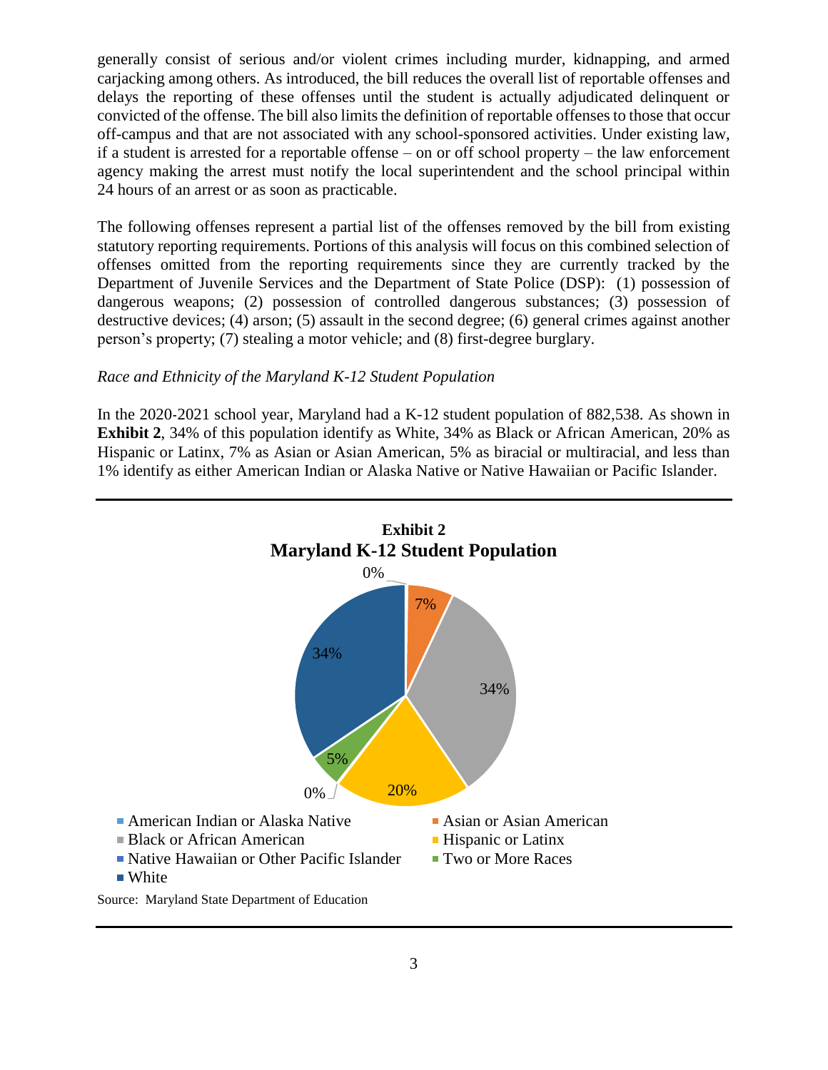generally consist of serious and/or violent crimes including murder, kidnapping, and armed carjacking among others. As introduced, the bill reduces the overall list of reportable offenses and delays the reporting of these offenses until the student is actually adjudicated delinquent or convicted of the offense. The bill also limits the definition of reportable offenses to those that occur off-campus and that are not associated with any school-sponsored activities. Under existing law, if a student is arrested for a reportable offense – on or off school property – the law enforcement agency making the arrest must notify the local superintendent and the school principal within 24 hours of an arrest or as soon as practicable.

The following offenses represent a partial list of the offenses removed by the bill from existing statutory reporting requirements. Portions of this analysis will focus on this combined selection of offenses omitted from the reporting requirements since they are currently tracked by the Department of Juvenile Services and the Department of State Police (DSP): (1) possession of dangerous weapons; (2) possession of controlled dangerous substances; (3) possession of destructive devices; (4) arson; (5) assault in the second degree; (6) general crimes against another person's property; (7) stealing a motor vehicle; and (8) first-degree burglary.

*Race and Ethnicity of the Maryland K-12 Student Population*

In the 2020-2021 school year, Maryland had a K-12 student population of 882,538. As shown in **Exhibit 2**, 34% of this population identify as White, 34% as Black or African American, 20% as Hispanic or Latinx, 7% as Asian or Asian American, 5% as biracial or multiracial, and less than 1% identify as either American Indian or Alaska Native or Native Hawaiian or Pacific Islander.

**Exhibit 2**
**Maryland K-12 Student Population**

| Race/Ethnicity | Percent |
|---|---|
| American Indian or Alaska Native | 0% |
| Asian or Asian American | 7% |
| Black or African American | 34% |
| Hispanic or Latinx | 20% |
| Native Hawaiian or Other Pacific Islander | 0% |
| Two or More Races | 5% |
| White | 34% |

Source: Maryland State Department of Education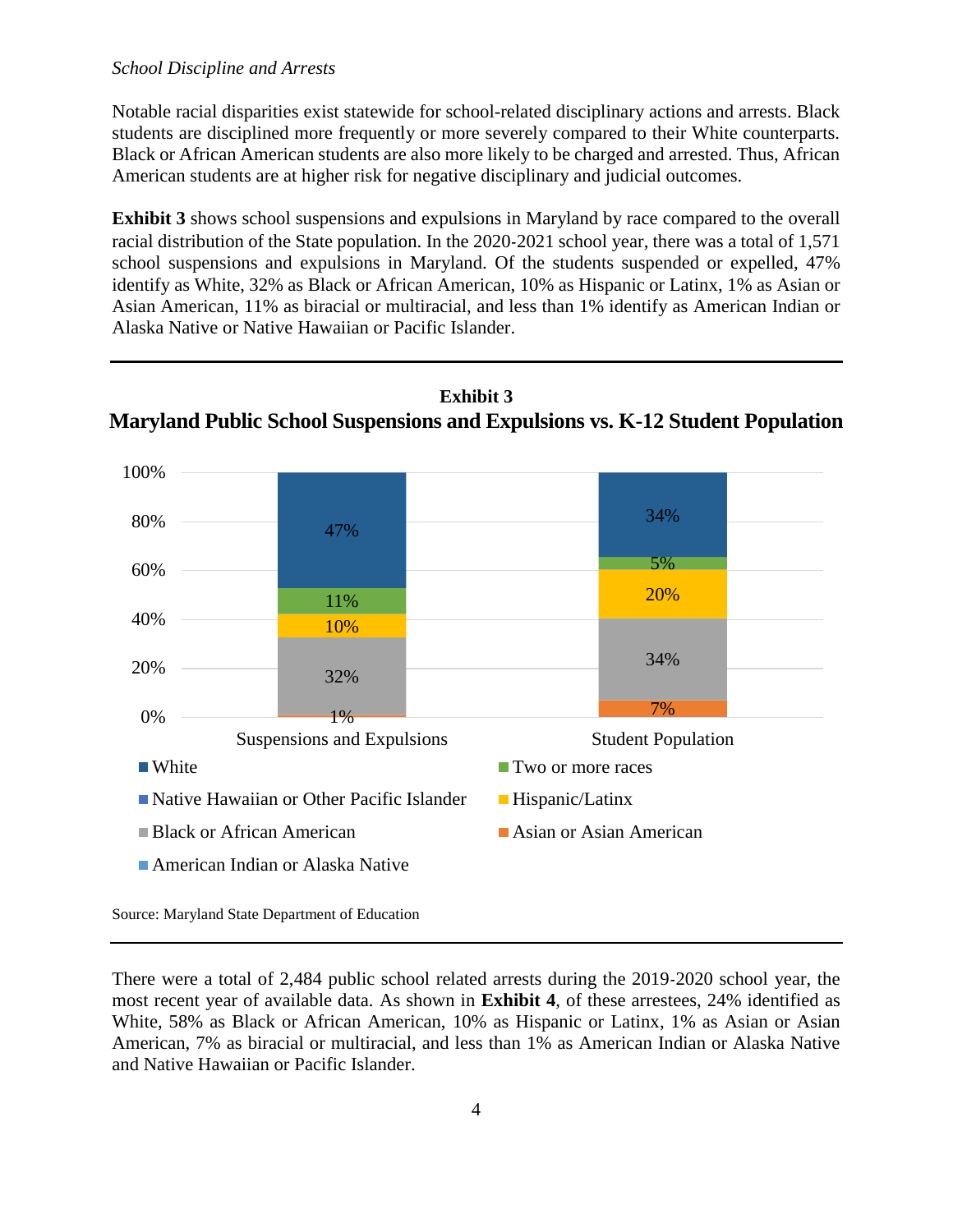*School Discipline and Arrests*

Notable racial disparities exist statewide for school-related disciplinary actions and arrests. Black students are disciplined more frequently or more severely compared to their White counterparts. Black or African American students are also more likely to be charged and arrested. Thus, African American students are at higher risk for negative disciplinary and judicial outcomes.

**Exhibit 3** shows school suspensions and expulsions in Maryland by race compared to the overall racial distribution of the State population. In the 2020-2021 school year, there was a total of 1,571 school suspensions and expulsions in Maryland. Of the students suspended or expelled, 47% identify as White, 32% as Black or African American, 10% as Hispanic or Latinx, 1% as Asian or Asian American, 11% as biracial or multiracial, and less than 1% identify as American Indian or Alaska Native or Native Hawaiian or Pacific Islander.

**Exhibit 3**
**Maryland Public School Suspensions and Expulsions vs. K-12 Student Population**

| | Suspensions and Expulsions | Student Population |
|---|---|---|
| White | 47% | 34% |
| Two or more races | 11% | 5% |
| Hispanic/Latinx | 10% | 20% |
| Black or African American | 32% | 34% |
| Asian or Asian American | 1% | 7% |
| Native Hawaiian or Other Pacific Islander | | |
| American Indian or Alaska Native | | |

Source: Maryland State Department of Education

There were a total of 2,484 public school related arrests during the 2019-2020 school year, the most recent year of available data. As shown in **Exhibit 4**, of these arrestees, 24% identified as White, 58% as Black or African American, 10% as Hispanic or Latinx, 1% as Asian or Asian American, 7% as biracial or multiracial, and less than 1% as American Indian or Alaska Native and Native Hawaiian or Pacific Islander.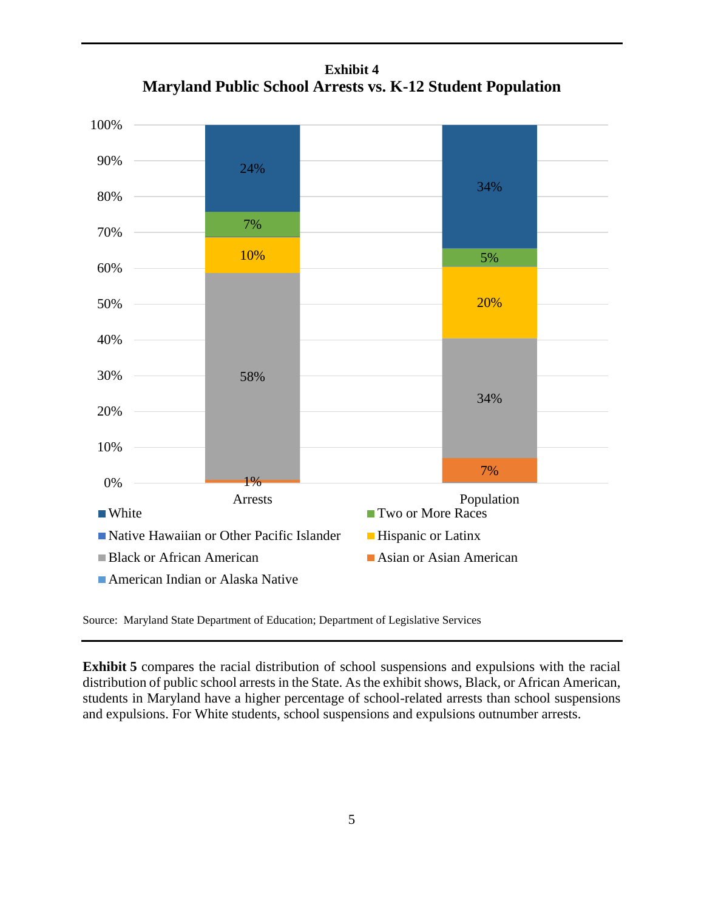**Exhibit 4**
**Maryland Public School Arrests vs. K-12 Student Population**

| | Arrests | Population |
|---|---|---|
| White | 24% | 34% |
| Two or More Races | 7% | 5% |
| Hispanic or Latinx | 10% | 20% |
| Black or African American | 58% | 34% |
| Asian or Asian American | 1% | 7% |

Legend: White; Two or More Races; Native Hawaiian or Other Pacific Islander; Hispanic or Latinx; Black or African American; Asian or Asian American; American Indian or Alaska Native

Source: Maryland State Department of Education; Department of Legislative Services

**Exhibit 5** compares the racial distribution of school suspensions and expulsions with the racial distribution of public school arrests in the State. As the exhibit shows, Black, or African American, students in Maryland have a higher percentage of school-related arrests than school suspensions and expulsions. For White students, school suspensions and expulsions outnumber arrests.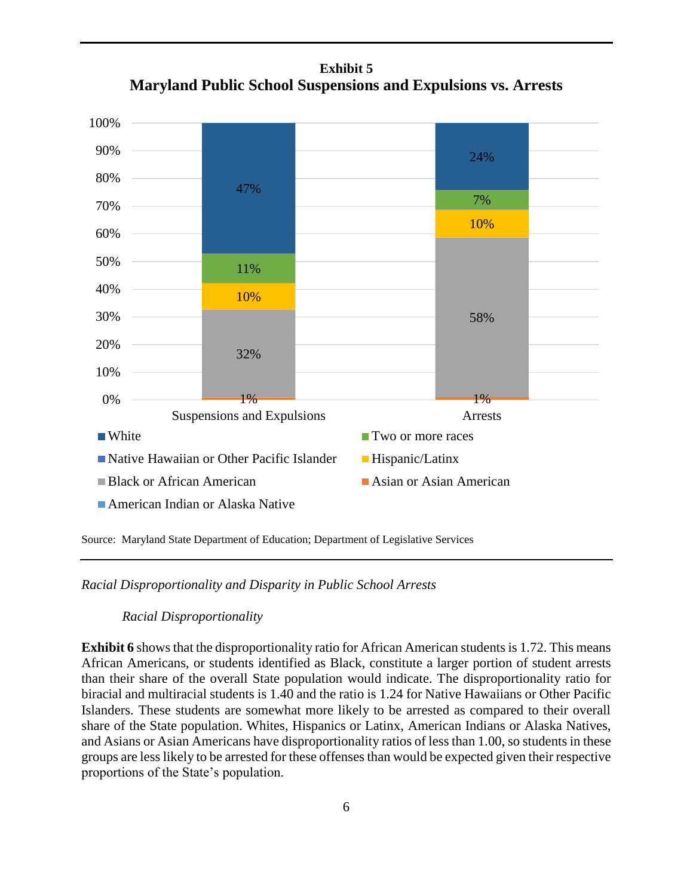**Exhibit 5**
**Maryland Public School Suspensions and Expulsions vs. Arrests**

| | Suspensions and Expulsions | Arrests |
|---|---|---|
| White | 47% | 24% |
| Two or more races | 11% | 7% |
| Hispanic/Latinx | 10% | 10% |
| Black or African American | 32% | 58% |
| Asian or Asian American | 1% | 1% |

Legend: White; Two or more races; Native Hawaiian or Other Pacific Islander; Hispanic/Latinx; Black or African American; Asian or Asian American; American Indian or Alaska Native

Source: Maryland State Department of Education; Department of Legislative Services

*Racial Disproportionality and Disparity in Public School Arrests*

*Racial Disproportionality*

**Exhibit 6** shows that the disproportionality ratio for African American students is 1.72. This means African Americans, or students identified as Black, constitute a larger portion of student arrests than their share of the overall State population would indicate. The disproportionality ratio for biracial and multiracial students is 1.40 and the ratio is 1.24 for Native Hawaiians or Other Pacific Islanders. These students are somewhat more likely to be arrested as compared to their overall share of the State population. Whites, Hispanics or Latinx, American Indians or Alaska Natives, and Asians or Asian Americans have disproportionality ratios of less than 1.00, so students in these groups are less likely to be arrested for these offenses than would be expected given their respective proportions of the State's population.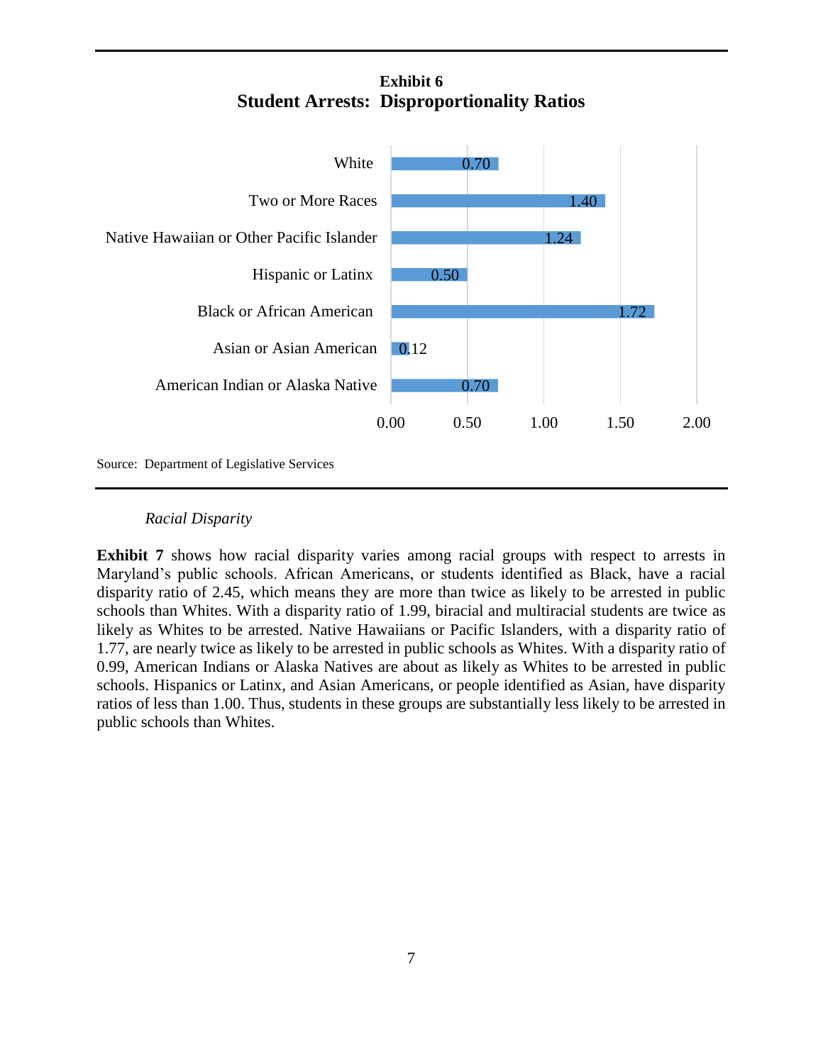**Exhibit 6**
**Student Arrests: Disproportionality Ratios**

| Race/Ethnicity | Ratio |
|---|---|
| White | 0.70 |
| Two or More Races | 1.40 |
| Native Hawaiian or Other Pacific Islander | 1.24 |
| Hispanic or Latinx | 0.50 |
| Black or African American | 1.72 |
| Asian or Asian American | 0.12 |
| American Indian or Alaska Native | 0.70 |

Source: Department of Legislative Services

*Racial Disparity*

**Exhibit 7** shows how racial disparity varies among racial groups with respect to arrests in Maryland's public schools. African Americans, or students identified as Black, have a racial disparity ratio of 2.45, which means they are more than twice as likely to be arrested in public schools than Whites. With a disparity ratio of 1.99, biracial and multiracial students are twice as likely as Whites to be arrested. Native Hawaiians or Pacific Islanders, with a disparity ratio of 1.77, are nearly twice as likely to be arrested in public schools as Whites. With a disparity ratio of 0.99, American Indians or Alaska Natives are about as likely as Whites to be arrested in public schools. Hispanics or Latinx, and Asian Americans, or people identified as Asian, have disparity ratios of less than 1.00. Thus, students in these groups are substantially less likely to be arrested in public schools than Whites.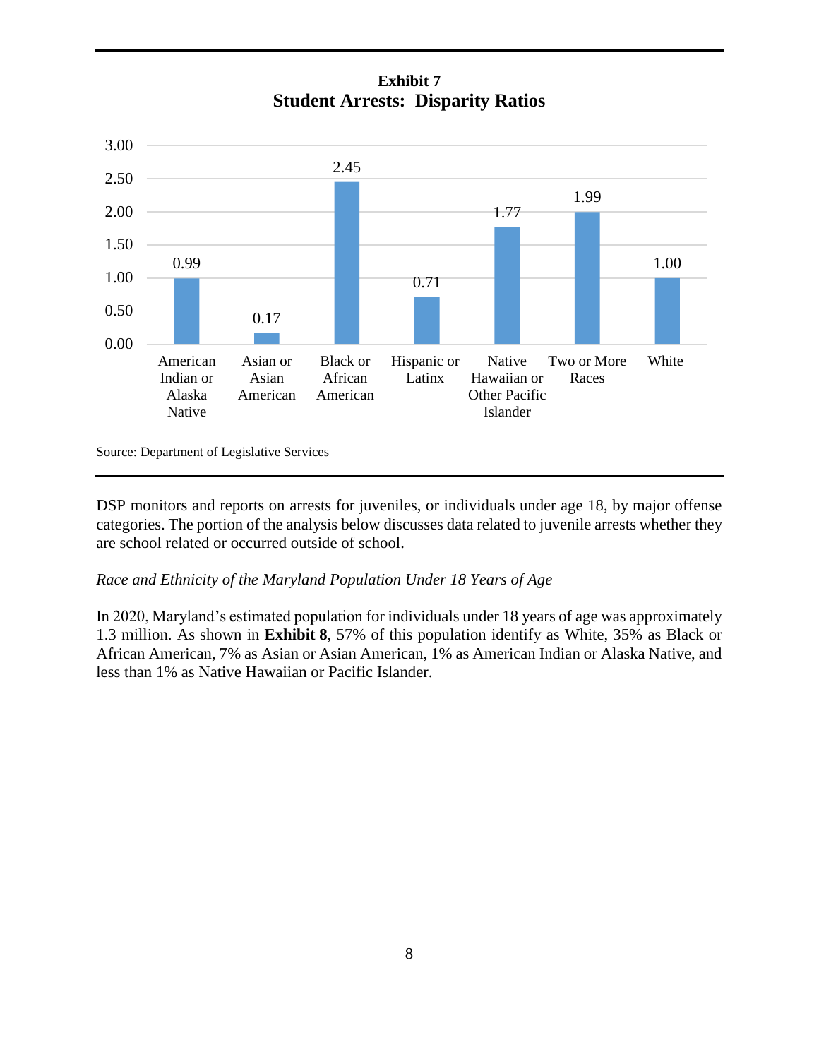**Exhibit 7**
**Student Arrests: Disparity Ratios**

| Race/Ethnicity | Disparity Ratio |
|---|---|
| American Indian or Alaska Native | 0.99 |
| Asian or Asian American | 0.17 |
| Black or African American | 2.45 |
| Hispanic or Latinx | 0.71 |
| Native Hawaiian or Other Pacific Islander | 1.77 |
| Two or More Races | 1.99 |
| White | 1.00 |

Source: Department of Legislative Services

DSP monitors and reports on arrests for juveniles, or individuals under age 18, by major offense categories. The portion of the analysis below discusses data related to juvenile arrests whether they are school related or occurred outside of school.

*Race and Ethnicity of the Maryland Population Under 18 Years of Age*

In 2020, Maryland's estimated population for individuals under 18 years of age was approximately 1.3 million. As shown in **Exhibit 8**, 57% of this population identify as White, 35% as Black or African American, 7% as Asian or Asian American, 1% as American Indian or Alaska Native, and less than 1% as Native Hawaiian or Pacific Islander.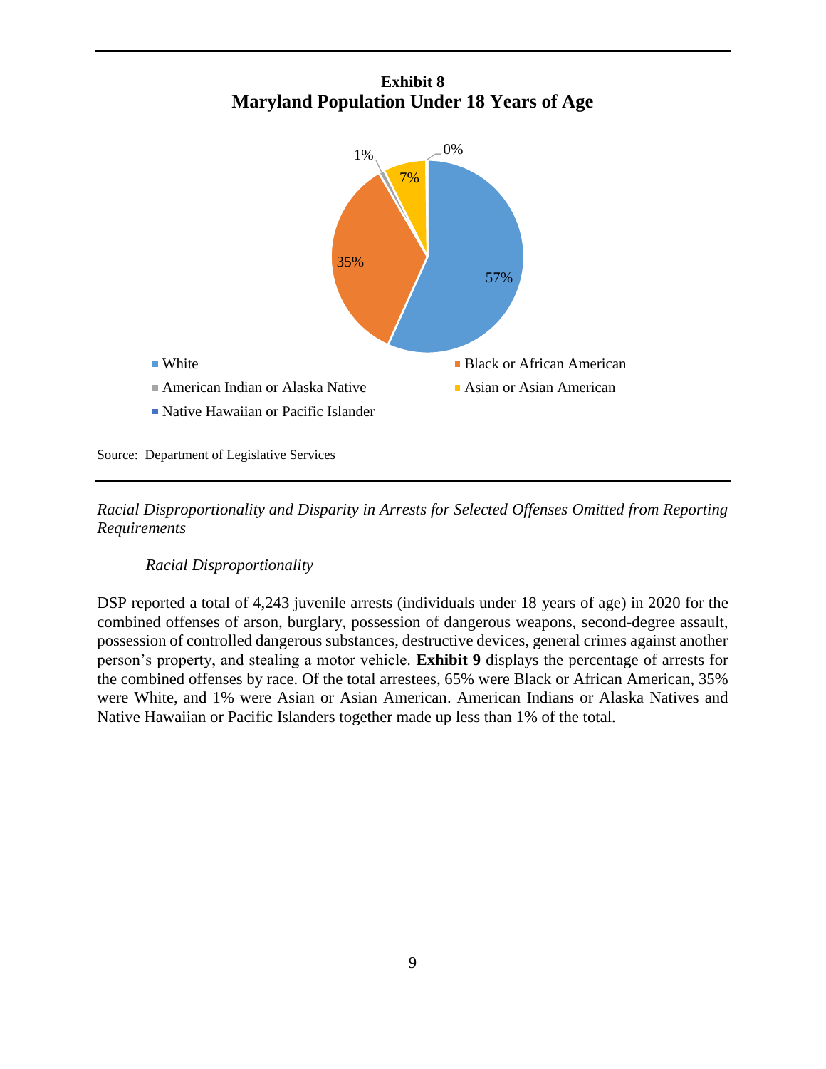**Exhibit 8**
**Maryland Population Under 18 Years of Age**

| Race | Percent |
| --- | --- |
| White | 57% |
| Black or African American | 35% |
| American Indian or Alaska Native | 1% |
| Asian or Asian American | 7% |
| Native Hawaiian or Pacific Islander | 0% |

Source: Department of Legislative Services

*Racial Disproportionality and Disparity in Arrests for Selected Offenses Omitted from Reporting Requirements*

*Racial Disproportionality*

DSP reported a total of 4,243 juvenile arrests (individuals under 18 years of age) in 2020 for the combined offenses of arson, burglary, possession of dangerous weapons, second-degree assault, possession of controlled dangerous substances, destructive devices, general crimes against another person's property, and stealing a motor vehicle. **Exhibit 9** displays the percentage of arrests for the combined offenses by race. Of the total arrestees, 65% were Black or African American, 35% were White, and 1% were Asian or Asian American. American Indians or Alaska Natives and Native Hawaiian or Pacific Islanders together made up less than 1% of the total.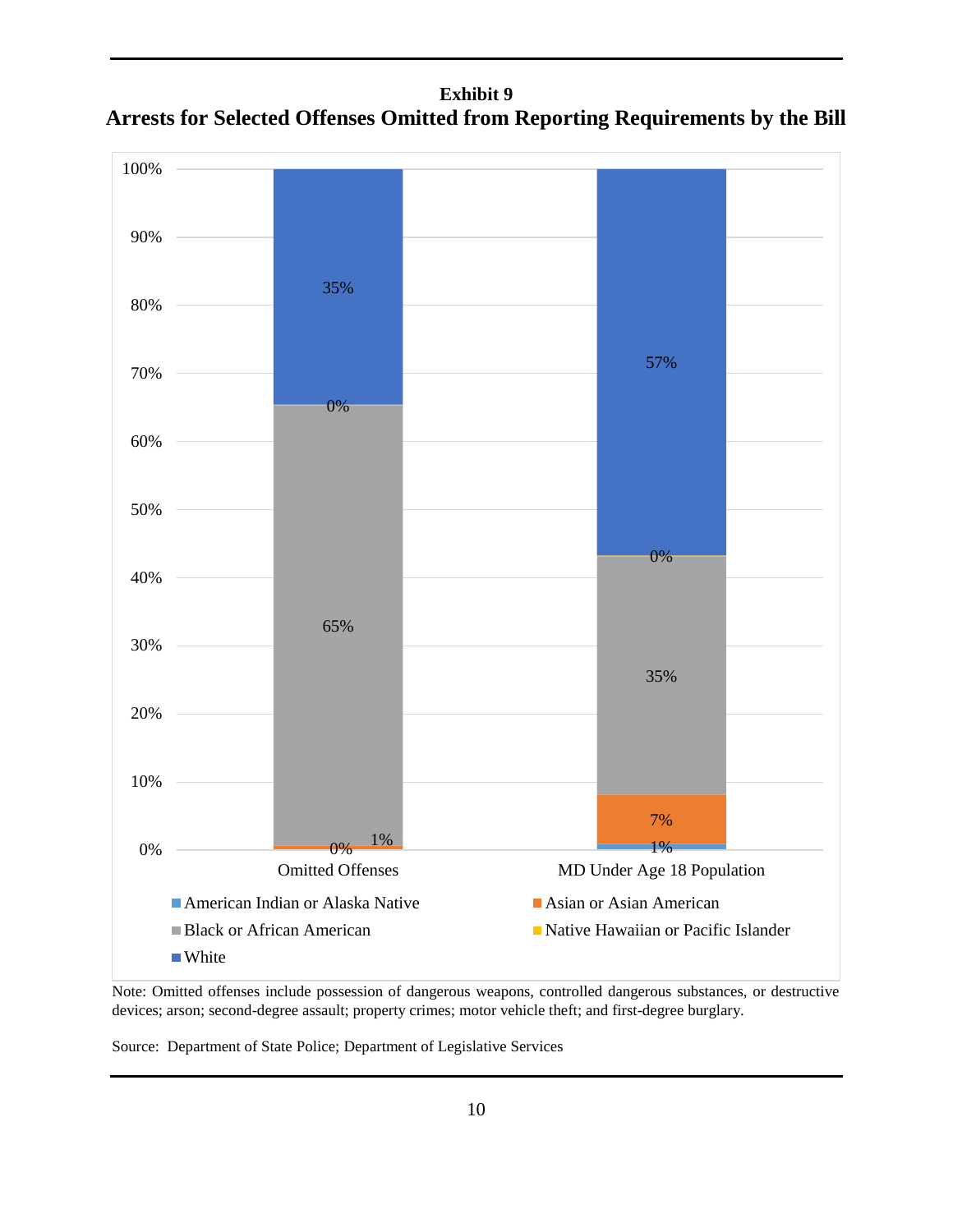**Exhibit 9**
**Arrests for Selected Offenses Omitted from Reporting Requirements by the Bill**

| | Omitted Offenses | MD Under Age 18 Population |
|---|---|---|
| American Indian or Alaska Native | 0% | 1% |
| Asian or Asian American | 1% | 7% |
| Black or African American | 65% | 35% |
| Native Hawaiian or Pacific Islander | 0% | 0% |
| White | 35% | 57% |

Note: Omitted offenses include possession of dangerous weapons, controlled dangerous substances, or destructive devices; arson; second-degree assault; property crimes; motor vehicle theft; and first-degree burglary.

Source: Department of State Police; Department of Legislative Services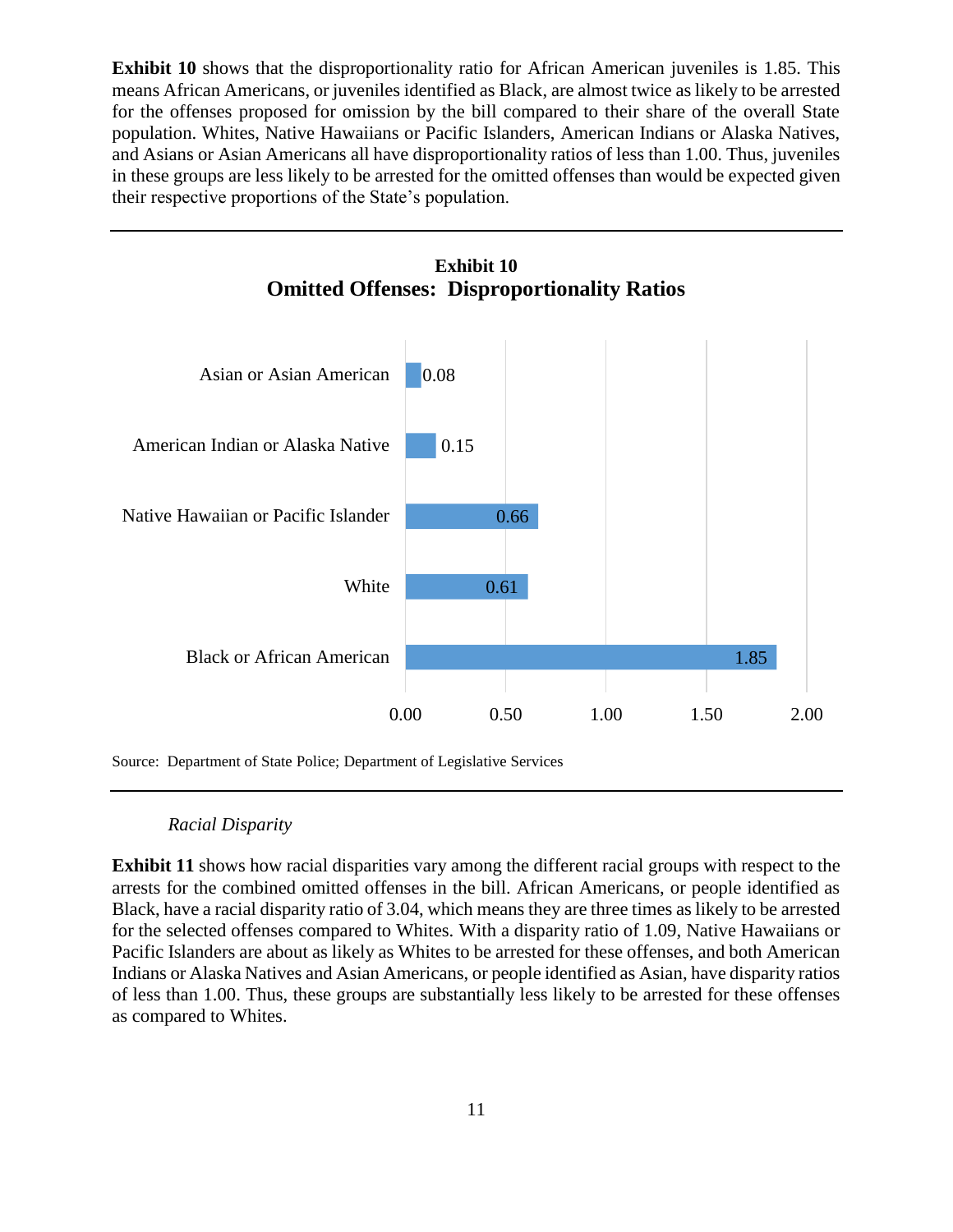**Exhibit 10** shows that the disproportionality ratio for African American juveniles is 1.85. This means African Americans, or juveniles identified as Black, are almost twice as likely to be arrested for the offenses proposed for omission by the bill compared to their share of the overall State population. Whites, Native Hawaiians or Pacific Islanders, American Indians or Alaska Natives, and Asians or Asian Americans all have disproportionality ratios of less than 1.00. Thus, juveniles in these groups are less likely to be arrested for the omitted offenses than would be expected given their respective proportions of the State's population.

**Exhibit 10**
**Omitted Offenses: Disproportionality Ratios**

| Group | Disproportionality Ratio |
|---|---|
| Asian or Asian American | 0.08 |
| American Indian or Alaska Native | 0.15 |
| Native Hawaiian or Pacific Islander | 0.66 |
| White | 0.61 |
| Black or African American | 1.85 |

Source: Department of State Police; Department of Legislative Services

*Racial Disparity*

**Exhibit 11** shows how racial disparities vary among the different racial groups with respect to the arrests for the combined omitted offenses in the bill. African Americans, or people identified as Black, have a racial disparity ratio of 3.04, which means they are three times as likely to be arrested for the selected offenses compared to Whites. With a disparity ratio of 1.09, Native Hawaiians or Pacific Islanders are about as likely as Whites to be arrested for these offenses, and both American Indians or Alaska Natives and Asian Americans, or people identified as Asian, have disparity ratios of less than 1.00. Thus, these groups are substantially less likely to be arrested for these offenses as compared to Whites.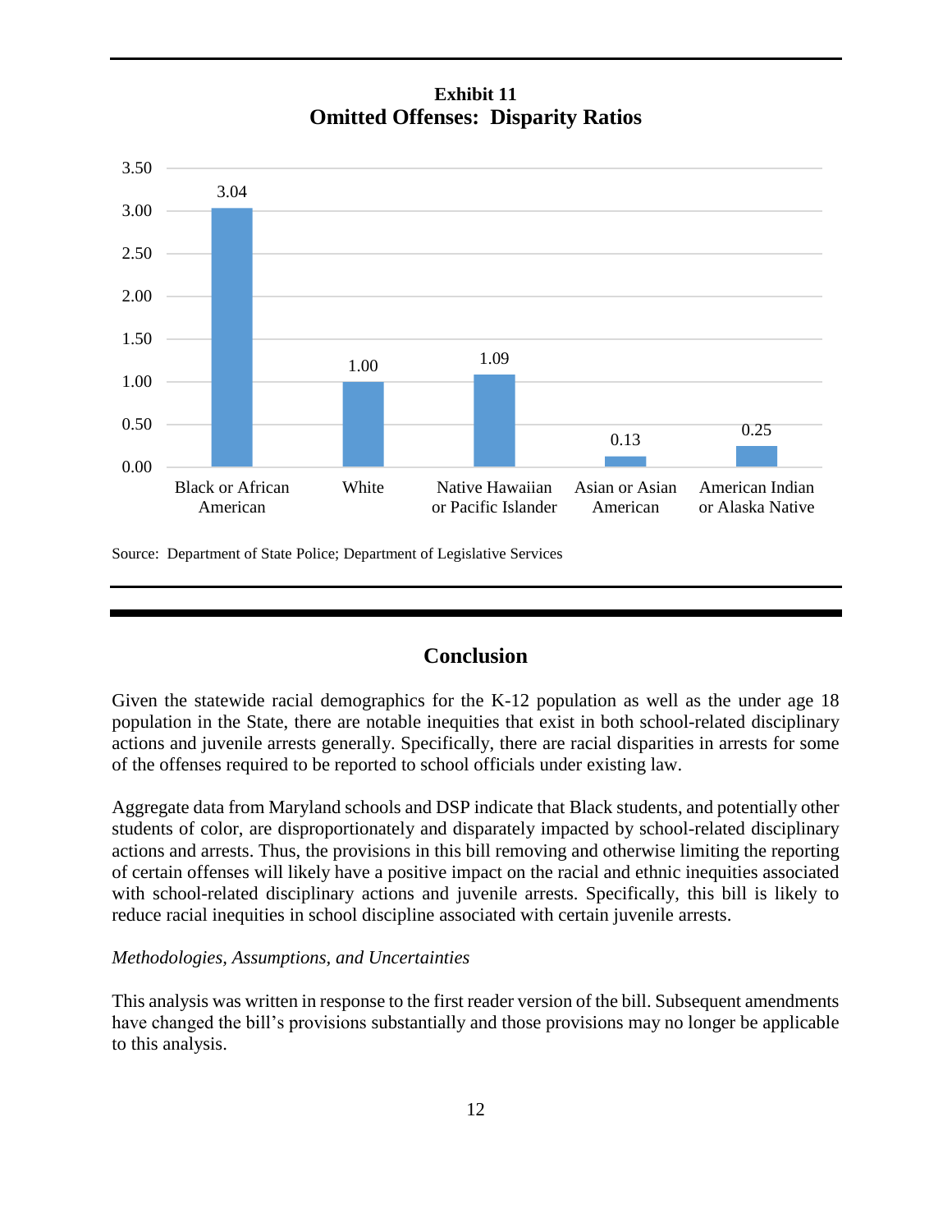**Exhibit 11**
**Omitted Offenses: Disparity Ratios**

| Race/Ethnicity | Disparity Ratio |
|---|---|
| Black or African American | 3.04 |
| White | 1.00 |
| Native Hawaiian or Pacific Islander | 1.09 |
| Asian or Asian American | 0.13 |
| American Indian or Alaska Native | 0.25 |

Source: Department of State Police; Department of Legislative Services

## Conclusion

Given the statewide racial demographics for the K-12 population as well as the under age 18 population in the State, there are notable inequities that exist in both school-related disciplinary actions and juvenile arrests generally. Specifically, there are racial disparities in arrests for some of the offenses required to be reported to school officials under existing law.

Aggregate data from Maryland schools and DSP indicate that Black students, and potentially other students of color, are disproportionately and disparately impacted by school-related disciplinary actions and arrests. Thus, the provisions in this bill removing and otherwise limiting the reporting of certain offenses will likely have a positive impact on the racial and ethnic inequities associated with school-related disciplinary actions and juvenile arrests. Specifically, this bill is likely to reduce racial inequities in school discipline associated with certain juvenile arrests.

*Methodologies, Assumptions, and Uncertainties*

This analysis was written in response to the first reader version of the bill. Subsequent amendments have changed the bill's provisions substantially and those provisions may no longer be applicable to this analysis.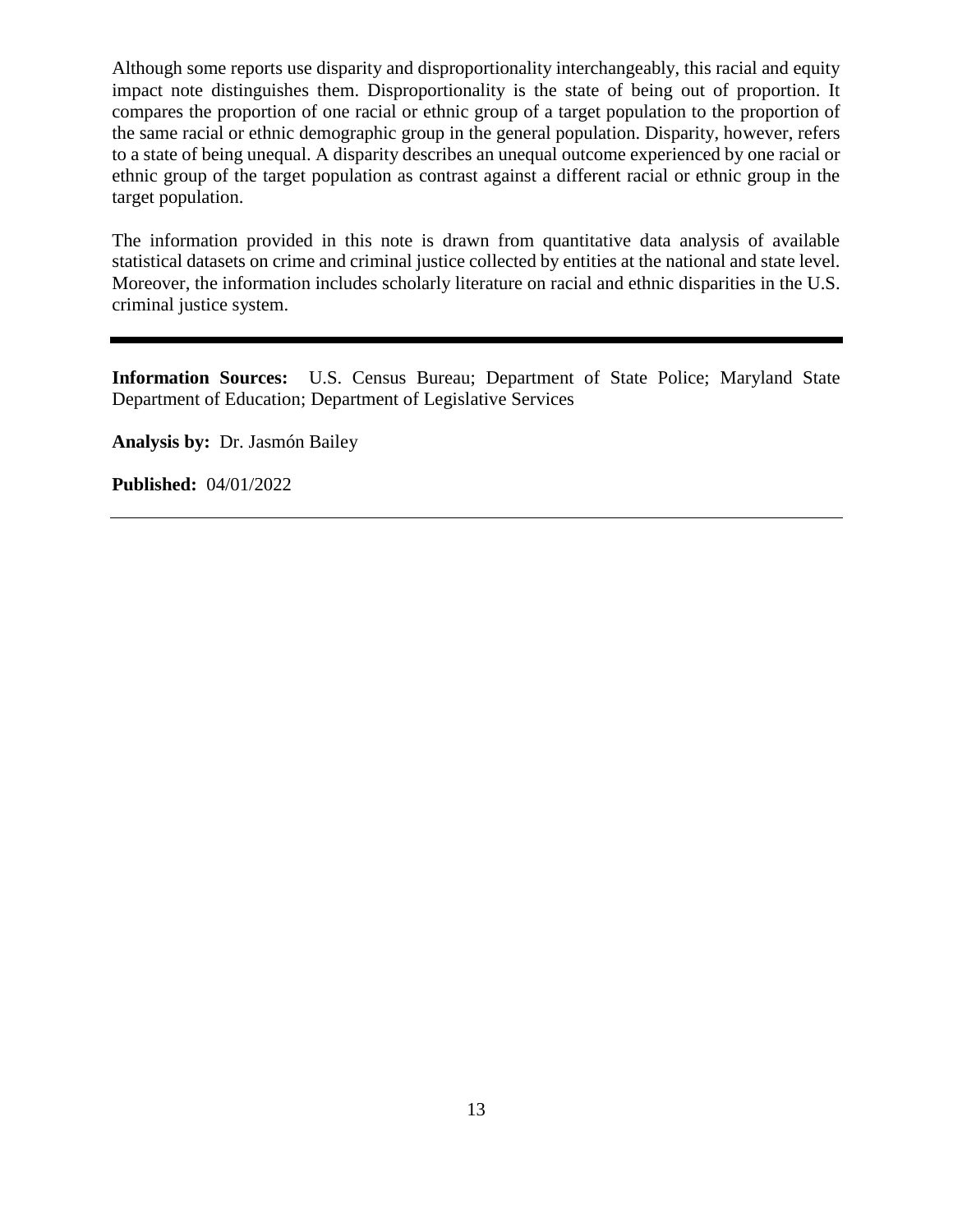Although some reports use disparity and disproportionality interchangeably, this racial and equity impact note distinguishes them. Disproportionality is the state of being out of proportion. It compares the proportion of one racial or ethnic group of a target population to the proportion of the same racial or ethnic demographic group in the general population. Disparity, however, refers to a state of being unequal. A disparity describes an unequal outcome experienced by one racial or ethnic group of the target population as contrast against a different racial or ethnic group in the target population.

The information provided in this note is drawn from quantitative data analysis of available statistical datasets on crime and criminal justice collected by entities at the national and state level. Moreover, the information includes scholarly literature on racial and ethnic disparities in the U.S. criminal justice system.

---

**Information Sources:** U.S. Census Bureau; Department of State Police; Maryland State Department of Education; Department of Legislative Services

**Analysis by:** Dr. Jasmón Bailey

**Published:** 04/01/2022

---